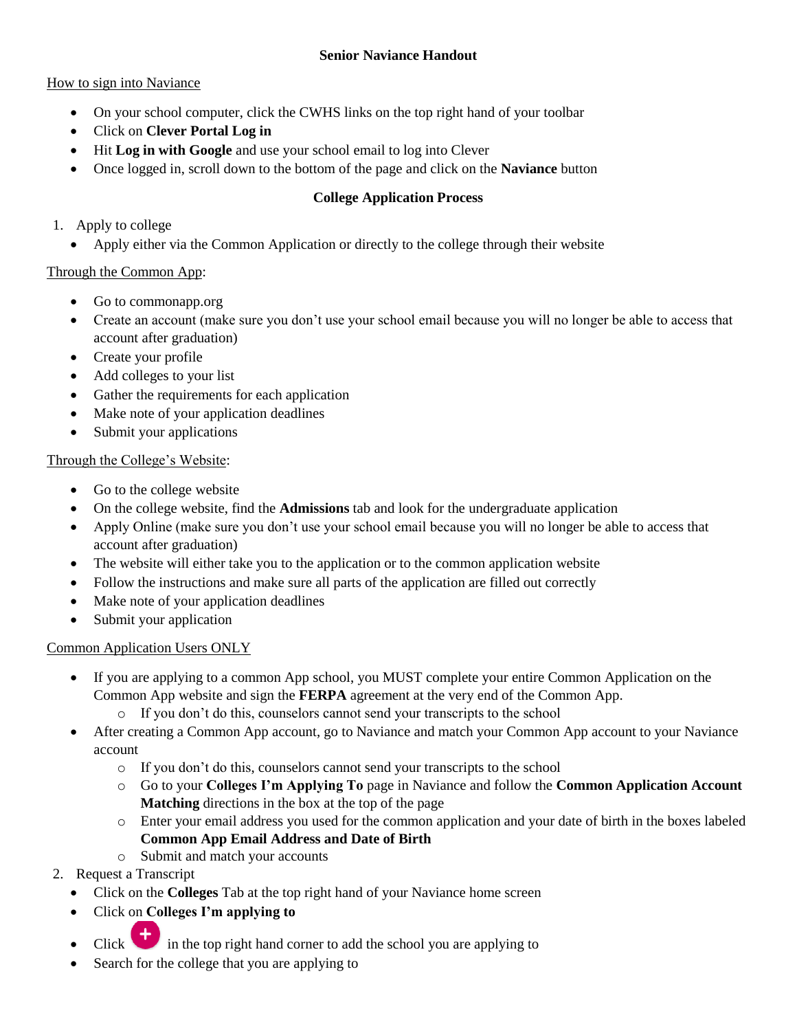# Senior Naviance Handout

How to sign into Naviance

- On your school computer, click the CWHS links on the top right hand of your toolbar
- Click on **Clever Portal Log in**
- Hit **Log in with Google** and use your school email to log into Clever
- Once logged in, scroll down to the bottom of the page and click on the **Naviance** button

## College Application Process

1. Apply to college
   - Apply either via the Common Application or directly to the college through their website

Through the Common App:

- Go to commonapp.org
- Create an account (make sure you don't use your school email because you will no longer be able to access that account after graduation)
- Create your profile
- Add colleges to your list
- Gather the requirements for each application
- Make note of your application deadlines
- Submit your applications

Through the College's Website:

- Go to the college website
- On the college website, find the **Admissions** tab and look for the undergraduate application
- Apply Online (make sure you don't use your school email because you will no longer be able to access that account after graduation)
- The website will either take you to the application or to the common application website
- Follow the instructions and make sure all parts of the application are filled out correctly
- Make note of your application deadlines
- Submit your application

Common Application Users ONLY

- If you are applying to a common App school, you MUST complete your entire Common Application on the Common App website and sign the **FERPA** agreement at the very end of the Common App.
  - If you don't do this, counselors cannot send your transcripts to the school
- After creating a Common App account, go to Naviance and match your Common App account to your Naviance account
  - If you don't do this, counselors cannot send your transcripts to the school
  - Go to your **Colleges I'm Applying To** page in Naviance and follow the **Common Application Account Matching** directions in the box at the top of the page
  - Enter your email address you used for the common application and your date of birth in the boxes labeled **Common App Email Address and Date of Birth**
  - Submit and match your accounts

2. Request a Transcript
   - Click on the **Colleges** Tab at the top right hand of your Naviance home screen
   - Click on **Colleges I'm applying to**
   - Click + in the top right hand corner to add the school you are applying to
   - Search for the college that you are applying to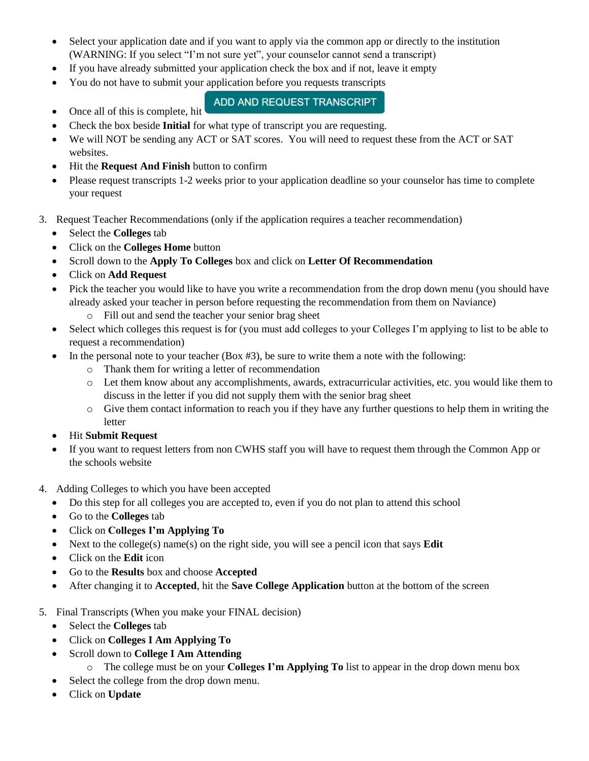- Select your application date and if you want to apply via the common app or directly to the institution (WARNING: If you select "I'm not sure yet", your counselor cannot send a transcript)
- If you have already submitted your application check the box and if not, leave it empty
- You do not have to submit your application before you requests transcripts
- Once all of this is complete, hit **ADD AND REQUEST TRANSCRIPT**
- Check the box beside **Initial** for what type of transcript you are requesting.
- We will NOT be sending any ACT or SAT scores. You will need to request these from the ACT or SAT websites.
- Hit the **Request And Finish** button to confirm
- Please request transcripts 1-2 weeks prior to your application deadline so your counselor has time to complete your request

3. Request Teacher Recommendations (only if the application requires a teacher recommendation)
   - Select the **Colleges** tab
   - Click on the **Colleges Home** button
   - Scroll down to the **Apply To Colleges** box and click on **Letter Of Recommendation**
   - Click on **Add Request**
   - Pick the teacher you would like to have you write a recommendation from the drop down menu (you should have already asked your teacher in person before requesting the recommendation from them on Naviance)
     - Fill out and send the teacher your senior brag sheet
   - Select which colleges this request is for (you must add colleges to your Colleges I'm applying to list to be able to request a recommendation)
   - In the personal note to your teacher (Box #3), be sure to write them a note with the following:
     - Thank them for writing a letter of recommendation
     - Let them know about any accomplishments, awards, extracurricular activities, etc. you would like them to discuss in the letter if you did not supply them with the senior brag sheet
     - Give them contact information to reach you if they have any further questions to help them in writing the letter
   - Hit **Submit Request**
   - If you want to request letters from non CWHS staff you will have to request them through the Common App or the schools website

4. Adding Colleges to which you have been accepted
   - Do this step for all colleges you are accepted to, even if you do not plan to attend this school
   - Go to the **Colleges** tab
   - Click on **Colleges I'm Applying To**
   - Next to the college(s) name(s) on the right side, you will see a pencil icon that says **Edit**
   - Click on the **Edit** icon
   - Go to the **Results** box and choose **Accepted**
   - After changing it to **Accepted**, hit the **Save College Application** button at the bottom of the screen

5. Final Transcripts (When you make your FINAL decision)
   - Select the **Colleges** tab
   - Click on **Colleges I Am Applying To**
   - Scroll down to **College I Am Attending**
     - The college must be on your **Colleges I'm Applying To** list to appear in the drop down menu box
   - Select the college from the drop down menu.
   - Click on **Update**